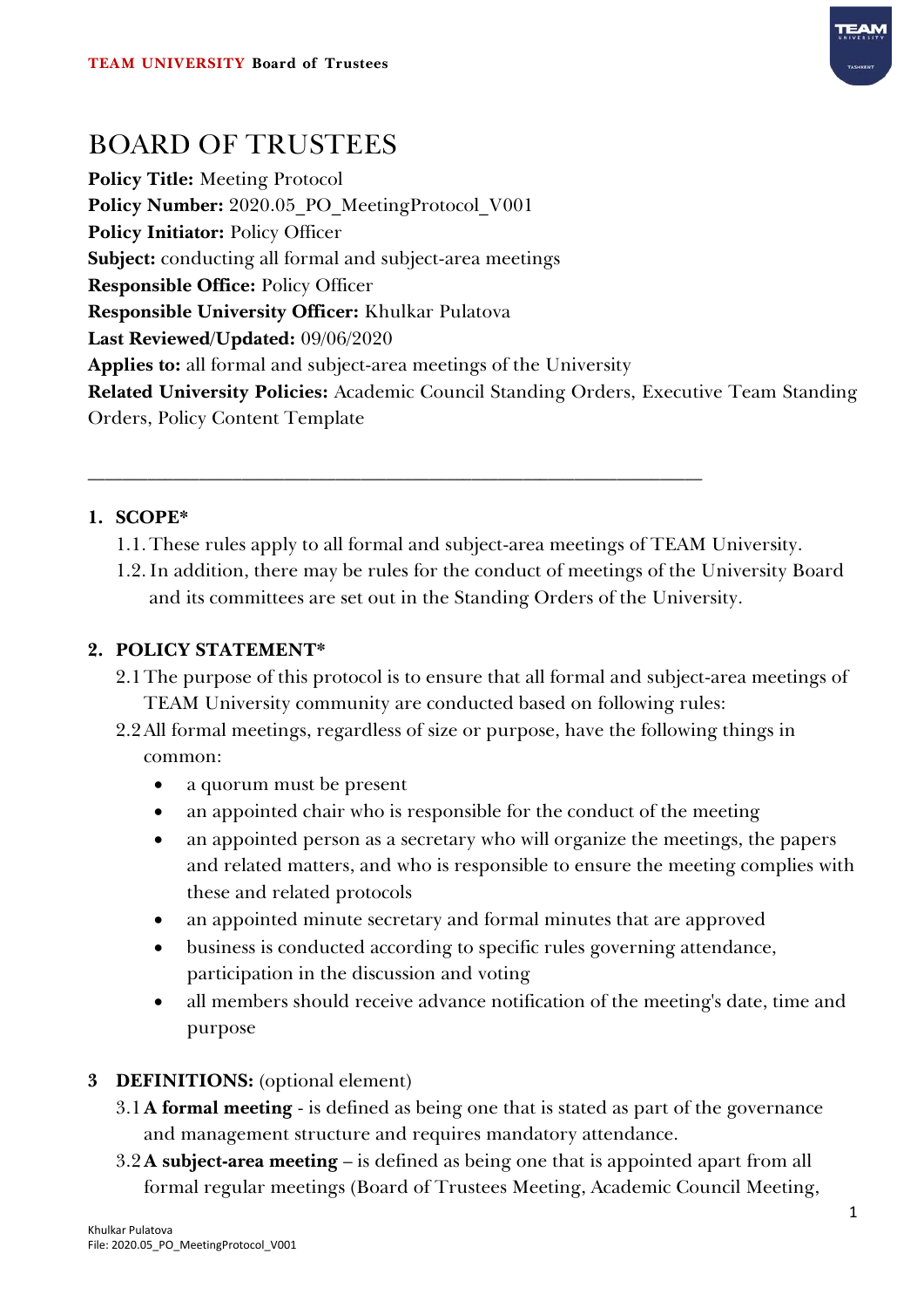# BOARD OF TRUSTEES

**Policy Title:** Meeting Protocol
**Policy Number:** 2020.05_PO_MeetingProtocol_V001
**Policy Initiator:** Policy Officer
**Subject:** conducting all formal and subject-area meetings
**Responsible Office:** Policy Officer
**Responsible University Officer:** Khulkar Pulatova
**Last Reviewed/Updated:** 09/06/2020
**Applies to:** all formal and subject-area meetings of the University
**Related University Policies:** Academic Council Standing Orders, Executive Team Standing Orders, Policy Content Template

---

## 1. SCOPE*

1.1. These rules apply to all formal and subject-area meetings of TEAM University.

1.2. In addition, there may be rules for the conduct of meetings of the University Board and its committees are set out in the Standing Orders of the University.

## 2. POLICY STATEMENT*

2.1 The purpose of this protocol is to ensure that all formal and subject-area meetings of TEAM University community are conducted based on following rules:

2.2 All formal meetings, regardless of size or purpose, have the following things in common:

- a quorum must be present
- an appointed chair who is responsible for the conduct of the meeting
- an appointed person as a secretary who will organize the meetings, the papers and related matters, and who is responsible to ensure the meeting complies with these and related protocols
- an appointed minute secretary and formal minutes that are approved
- business is conducted according to specific rules governing attendance, participation in the discussion and voting
- all members should receive advance notification of the meeting's date, time and purpose

## 3 DEFINITIONS: (optional element)

3.1 **A formal meeting** - is defined as being one that is stated as part of the governance and management structure and requires mandatory attendance.

3.2 **A subject-area meeting** – is defined as being one that is appointed apart from all formal regular meetings (Board of Trustees Meeting, Academic Council Meeting,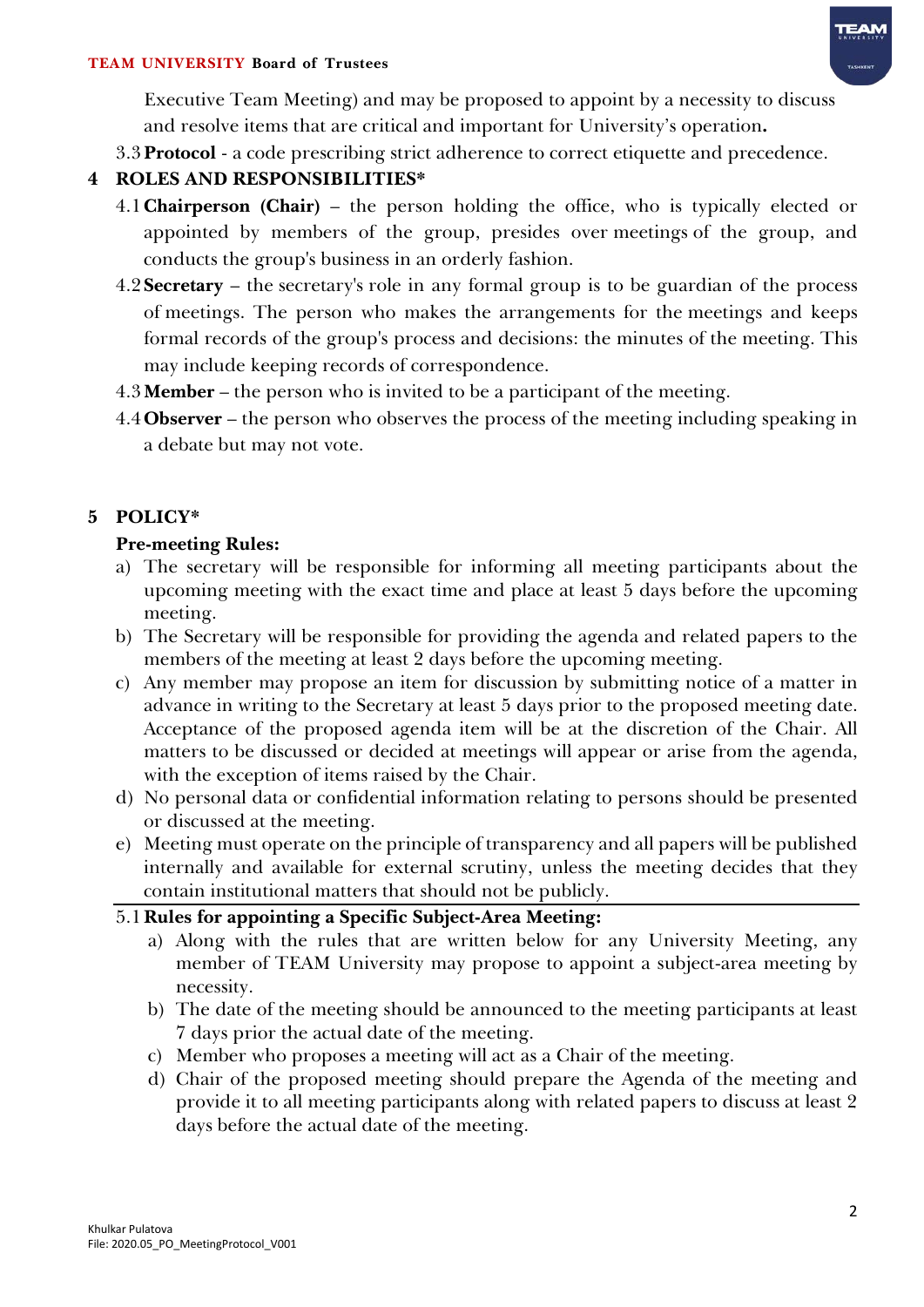Executive Team Meeting) and may be proposed to appoint by a necessity to discuss and resolve items that are critical and important for University's operation**.**

3.3 **Protocol** - a code prescribing strict adherence to correct etiquette and precedence.

## 4 ROLES AND RESPONSIBILITIES*

4.1 **Chairperson (Chair)** – the person holding the office, who is typically elected or appointed by members of the group, presides over meetings of the group, and conducts the group's business in an orderly fashion.

4.2 **Secretary** – the secretary's role in any formal group is to be guardian of the process of meetings. The person who makes the arrangements for the meetings and keeps formal records of the group's process and decisions: the minutes of the meeting. This may include keeping records of correspondence.

4.3 **Member** – the person who is invited to be a participant of the meeting.

4.4 **Observer** – the person who observes the process of the meeting including speaking in a debate but may not vote.

## 5 POLICY*

**Pre-meeting Rules:**

a) The secretary will be responsible for informing all meeting participants about the upcoming meeting with the exact time and place at least 5 days before the upcoming meeting.

b) The Secretary will be responsible for providing the agenda and related papers to the members of the meeting at least 2 days before the upcoming meeting.

c) Any member may propose an item for discussion by submitting notice of a matter in advance in writing to the Secretary at least 5 days prior to the proposed meeting date. Acceptance of the proposed agenda item will be at the discretion of the Chair. All matters to be discussed or decided at meetings will appear or arise from the agenda, with the exception of items raised by the Chair.

d) No personal data or confidential information relating to persons should be presented or discussed at the meeting.

e) Meeting must operate on the principle of transparency and all papers will be published internally and available for external scrutiny, unless the meeting decides that they contain institutional matters that should not be publicly.

### 5.1 Rules for appointing a Specific Subject-Area Meeting:

a) Along with the rules that are written below for any University Meeting, any member of TEAM University may propose to appoint a subject-area meeting by necessity.

b) The date of the meeting should be announced to the meeting participants at least 7 days prior the actual date of the meeting.

c) Member who proposes a meeting will act as a Chair of the meeting.

d) Chair of the proposed meeting should prepare the Agenda of the meeting and provide it to all meeting participants along with related papers to discuss at least 2 days before the actual date of the meeting.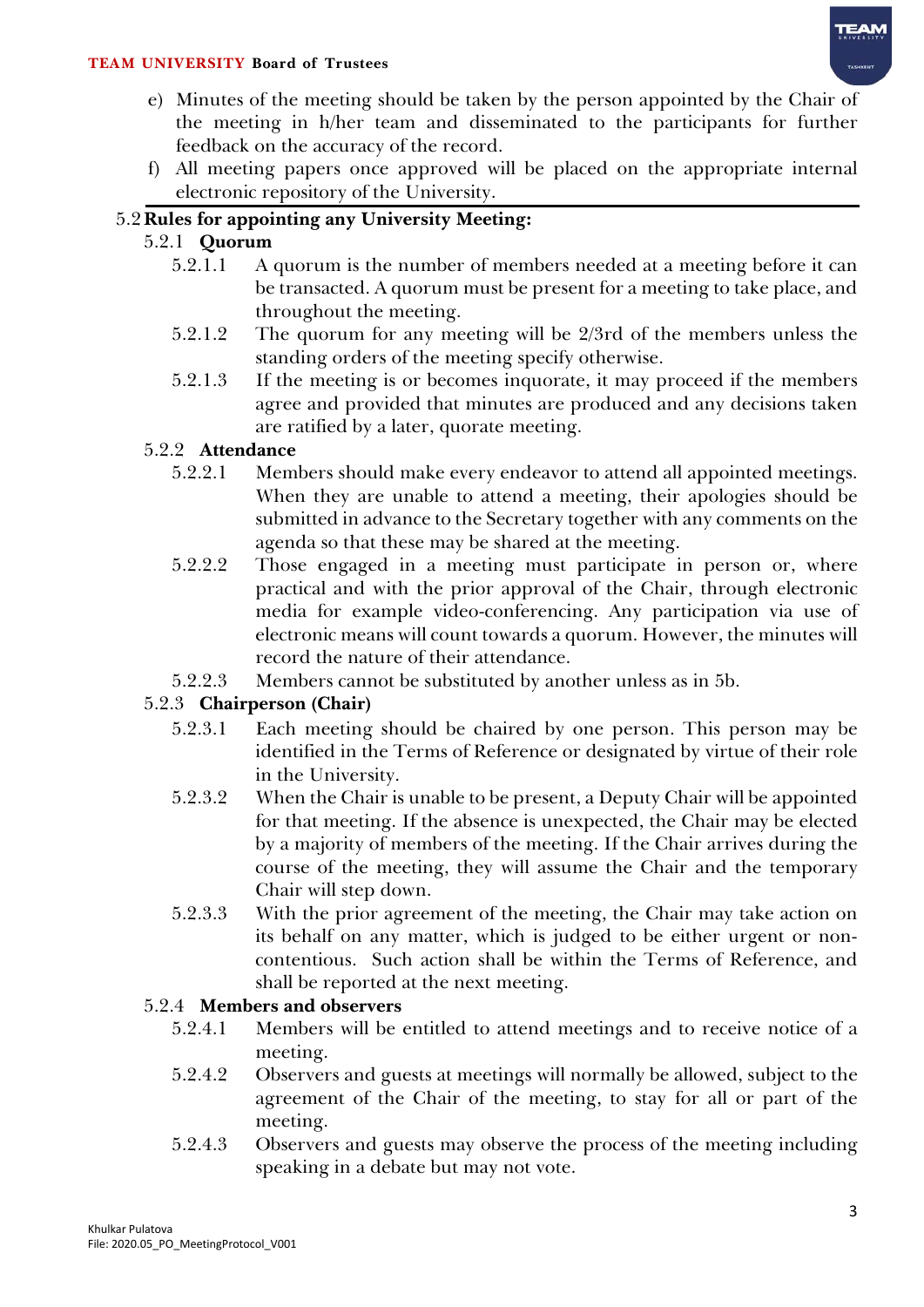e) Minutes of the meeting should be taken by the person appointed by the Chair of the meeting in h/her team and disseminated to the participants for further feedback on the accuracy of the record.

f) All meeting papers once approved will be placed on the appropriate internal electronic repository of the University.

## 5.2 Rules for appointing any University Meeting:

### 5.2.1 Quorum

5.2.1.1 A quorum is the number of members needed at a meeting before it can be transacted. A quorum must be present for a meeting to take place, and throughout the meeting.

5.2.1.2 The quorum for any meeting will be 2/3rd of the members unless the standing orders of the meeting specify otherwise.

5.2.1.3 If the meeting is or becomes inquorate, it may proceed if the members agree and provided that minutes are produced and any decisions taken are ratified by a later, quorate meeting.

### 5.2.2 Attendance

5.2.2.1 Members should make every endeavor to attend all appointed meetings. When they are unable to attend a meeting, their apologies should be submitted in advance to the Secretary together with any comments on the agenda so that these may be shared at the meeting.

5.2.2.2 Those engaged in a meeting must participate in person or, where practical and with the prior approval of the Chair, through electronic media for example video-conferencing. Any participation via use of electronic means will count towards a quorum. However, the minutes will record the nature of their attendance.

5.2.2.3 Members cannot be substituted by another unless as in 5b.

### 5.2.3 Chairperson (Chair)

5.2.3.1 Each meeting should be chaired by one person. This person may be identified in the Terms of Reference or designated by virtue of their role in the University.

5.2.3.2 When the Chair is unable to be present, a Deputy Chair will be appointed for that meeting. If the absence is unexpected, the Chair may be elected by a majority of members of the meeting. If the Chair arrives during the course of the meeting, they will assume the Chair and the temporary Chair will step down.

5.2.3.3 With the prior agreement of the meeting, the Chair may take action on its behalf on any matter, which is judged to be either urgent or non-contentious. Such action shall be within the Terms of Reference, and shall be reported at the next meeting.

### 5.2.4 Members and observers

5.2.4.1 Members will be entitled to attend meetings and to receive notice of a meeting.

5.2.4.2 Observers and guests at meetings will normally be allowed, subject to the agreement of the Chair of the meeting, to stay for all or part of the meeting.

5.2.4.3 Observers and guests may observe the process of the meeting including speaking in a debate but may not vote.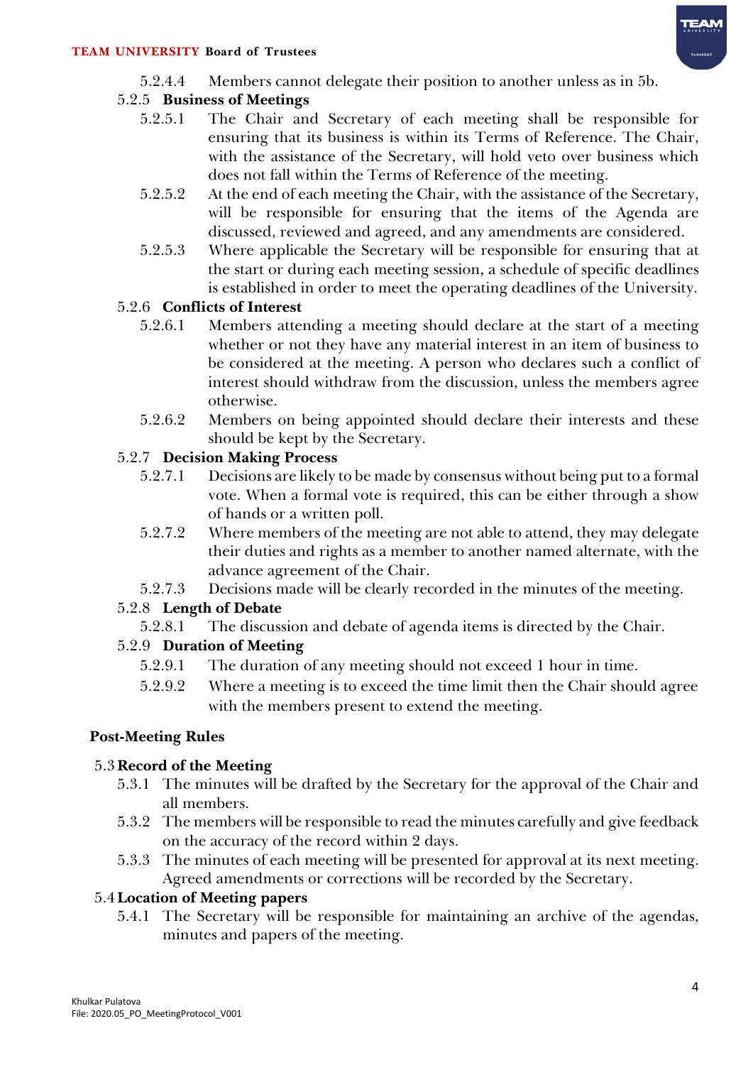5.2.4.4 Members cannot delegate their position to another unless as in 5b.

### 5.2.5 Business of Meetings

5.2.5.1 The Chair and Secretary of each meeting shall be responsible for ensuring that its business is within its Terms of Reference. The Chair, with the assistance of the Secretary, will hold veto over business which does not fall within the Terms of Reference of the meeting.

5.2.5.2 At the end of each meeting the Chair, with the assistance of the Secretary, will be responsible for ensuring that the items of the Agenda are discussed, reviewed and agreed, and any amendments are considered.

5.2.5.3 Where applicable the Secretary will be responsible for ensuring that at the start or during each meeting session, a schedule of specific deadlines is established in order to meet the operating deadlines of the University.

### 5.2.6 Conflicts of Interest

5.2.6.1 Members attending a meeting should declare at the start of a meeting whether or not they have any material interest in an item of business to be considered at the meeting. A person who declares such a conflict of interest should withdraw from the discussion, unless the members agree otherwise.

5.2.6.2 Members on being appointed should declare their interests and these should be kept by the Secretary.

### 5.2.7 Decision Making Process

5.2.7.1 Decisions are likely to be made by consensus without being put to a formal vote. When a formal vote is required, this can be either through a show of hands or a written poll.

5.2.7.2 Where members of the meeting are not able to attend, they may delegate their duties and rights as a member to another named alternate, with the advance agreement of the Chair.

5.2.7.3 Decisions made will be clearly recorded in the minutes of the meeting.

### 5.2.8 Length of Debate

5.2.8.1 The discussion and debate of agenda items is directed by the Chair.

### 5.2.9 Duration of Meeting

5.2.9.1 The duration of any meeting should not exceed 1 hour in time.

5.2.9.2 Where a meeting is to exceed the time limit then the Chair should agree with the members present to extend the meeting.

## Post-Meeting Rules

### 5.3 Record of the Meeting

5.3.1 The minutes will be drafted by the Secretary for the approval of the Chair and all members.

5.3.2 The members will be responsible to read the minutes carefully and give feedback on the accuracy of the record within 2 days.

5.3.3 The minutes of each meeting will be presented for approval at its next meeting. Agreed amendments or corrections will be recorded by the Secretary.

### 5.4 Location of Meeting papers

5.4.1 The Secretary will be responsible for maintaining an archive of the agendas, minutes and papers of the meeting.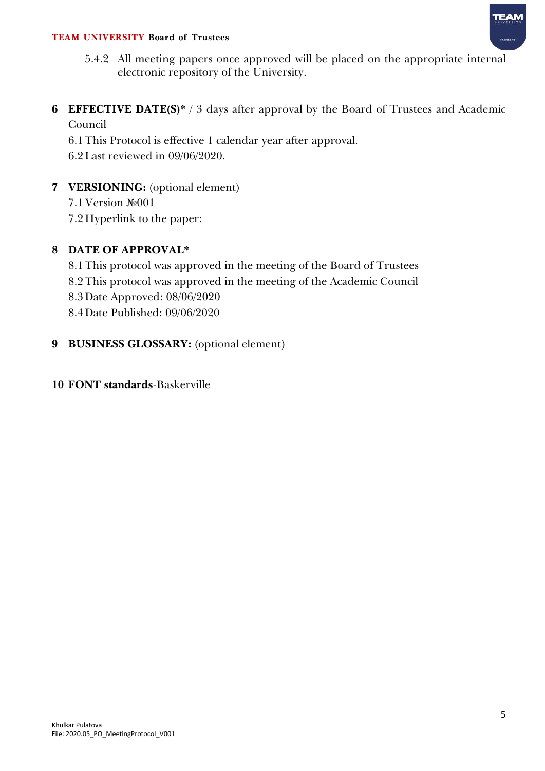5.4.2 All meeting papers once approved will be placed on the appropriate internal electronic repository of the University.

**6 EFFECTIVE DATE(S)\*** / 3 days after approval by the Board of Trustees and Academic Council

6.1 This Protocol is effective 1 calendar year after approval.

6.2 Last reviewed in 09/06/2020.

**7 VERSIONING:** (optional element)

7.1 Version №001

7.2 Hyperlink to the paper:

**8 DATE OF APPROVAL\***

8.1 This protocol was approved in the meeting of the Board of Trustees

8.2 This protocol was approved in the meeting of the Academic Council

8.3 Date Approved: 08/06/2020

8.4 Date Published: 09/06/2020

**9 BUSINESS GLOSSARY:** (optional element)

**10 FONT standards**-Baskerville

Khulkar Pulatova
File: 2020.05_PO_MeetingProtocol_V001